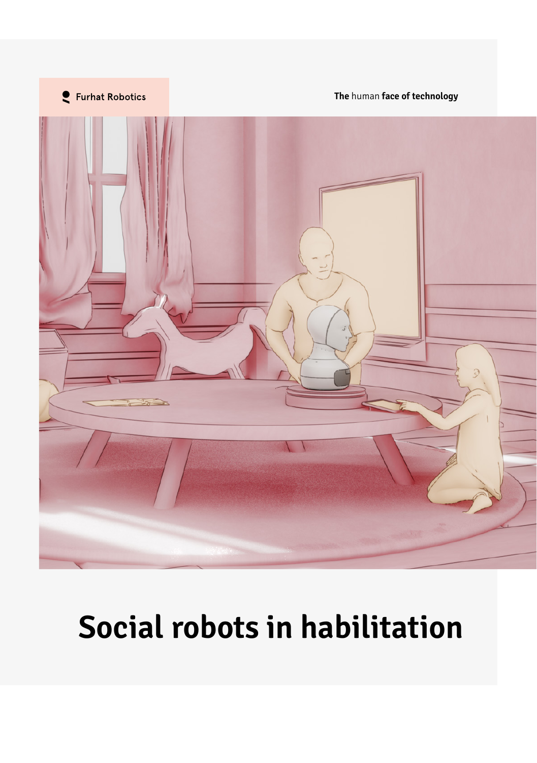Furhat Robotics

**The** human **face of technology**

# Social robots in habilitation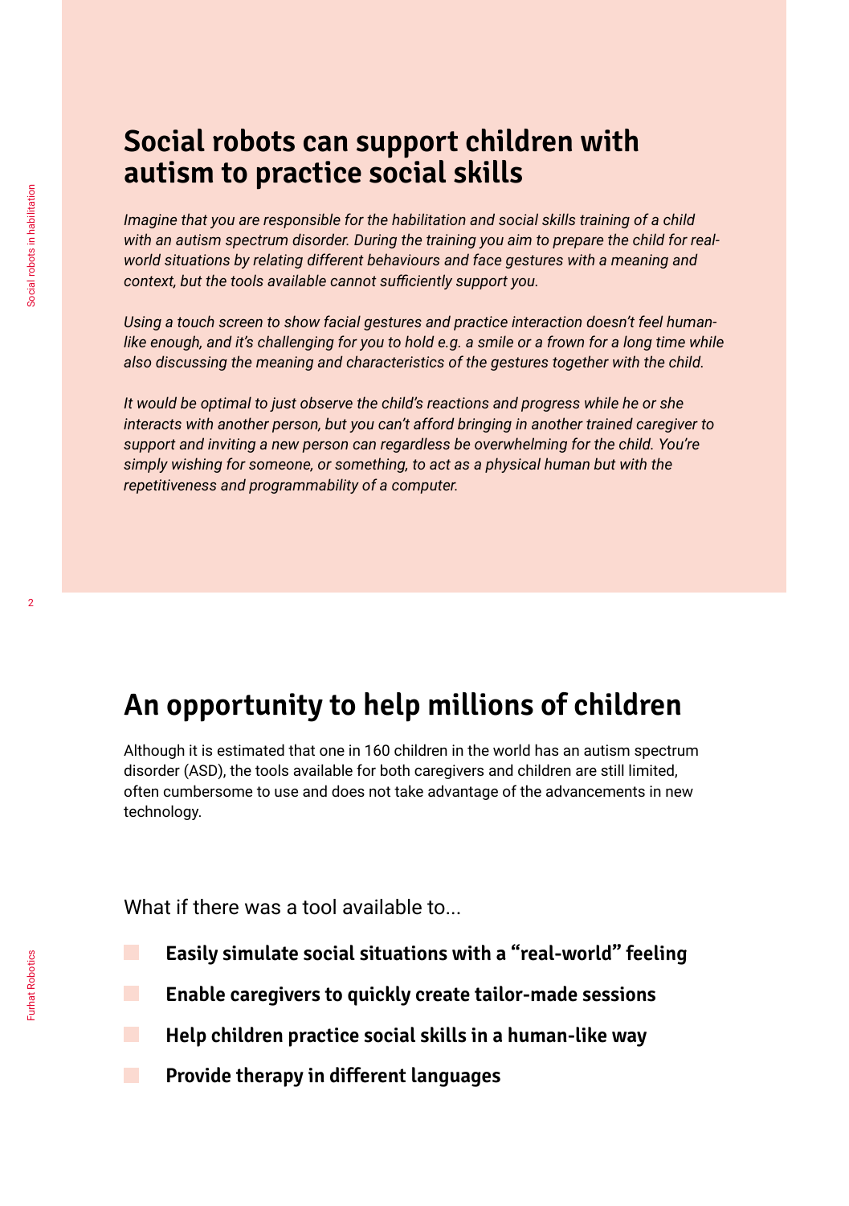## Social robots can support children with autism to practice social skills

*Imagine that you are responsible for the habilitation and social skills training of a child with an autism spectrum disorder. During the training you aim to prepare the child for real-world situations by relating different behaviours and face gestures with a meaning and context, but the tools available cannot sufficiently support you.*

*Using a touch screen to show facial gestures and practice interaction doesn't feel human-like enough, and it's challenging for you to hold e.g. a smile or a frown for a long time while also discussing the meaning and characteristics of the gestures together with the child.*

*It would be optimal to just observe the child's reactions and progress while he or she interacts with another person, but you can't afford bringing in another trained caregiver to support and inviting a new person can regardless be overwhelming for the child. You're simply wishing for someone, or something, to act as a physical human but with the repetitiveness and programmability of a computer.*

## An opportunity to help millions of children

Although it is estimated that one in 160 children in the world has an autism spectrum disorder (ASD), the tools available for both caregivers and children are still limited, often cumbersome to use and does not take advantage of the advancements in new technology.

What if there was a tool available to...

- **Easily simulate social situations with a "real-world" feeling**
- **Enable caregivers to quickly create tailor-made sessions**
- **Help children practice social skills in a human-like way**
- **Provide therapy in different languages**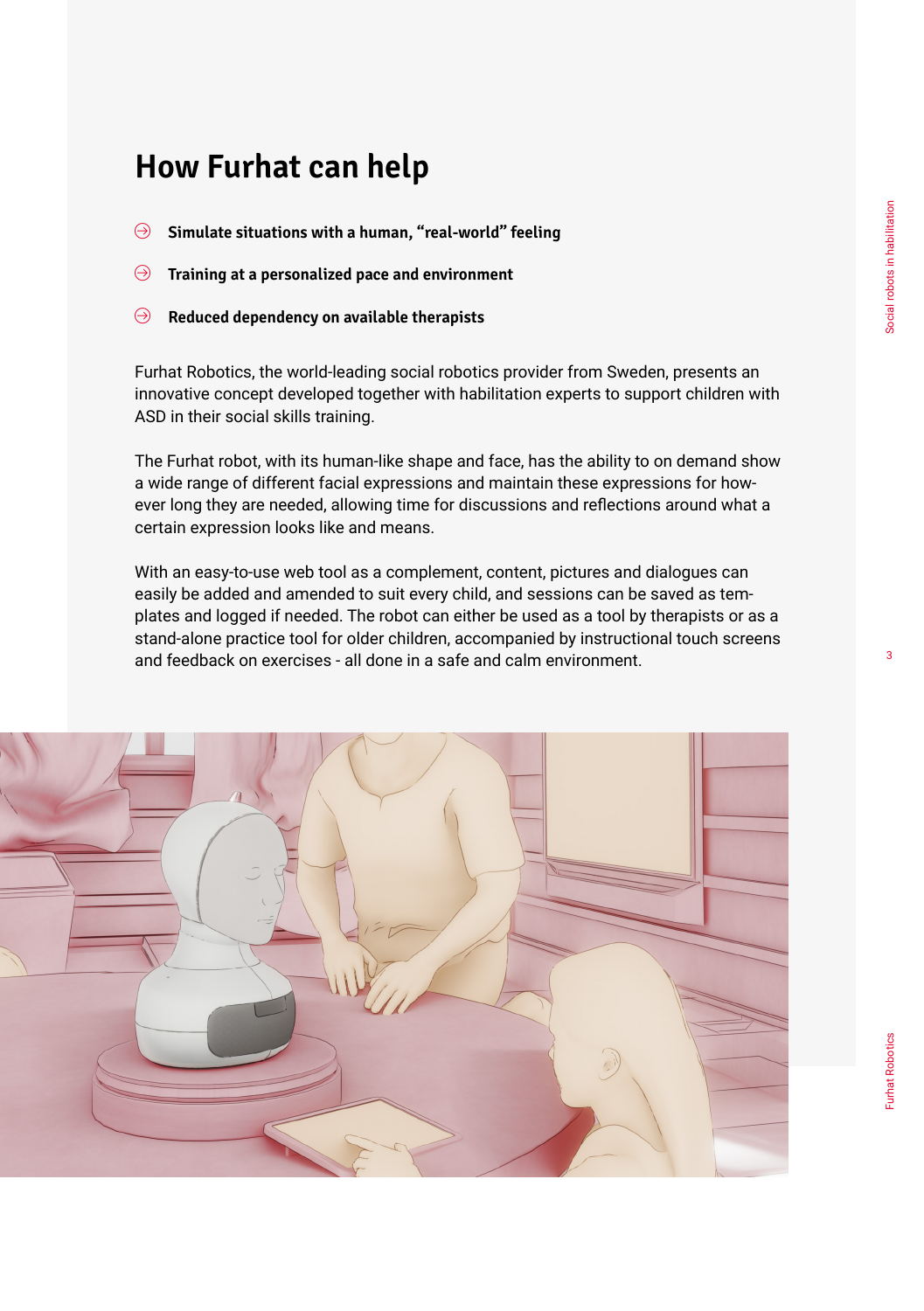# How Furhat can help

- **Simulate situations with a human, "real-world" feeling**
- **Training at a personalized pace and environment**
- **Reduced dependency on available therapists**

Furhat Robotics, the world-leading social robotics provider from Sweden, presents an innovative concept developed together with habilitation experts to support children with ASD in their social skills training.

The Furhat robot, with its human-like shape and face, has the ability to on demand show a wide range of different facial expressions and maintain these expressions for however long they are needed, allowing time for discussions and reflections around what a certain expression looks like and means.

With an easy-to-use web tool as a complement, content, pictures and dialogues can easily be added and amended to suit every child, and sessions can be saved as templates and logged if needed. The robot can either be used as a tool by therapists or as a stand-alone practice tool for older children, accompanied by instructional touch screens and feedback on exercises - all done in a safe and calm environment.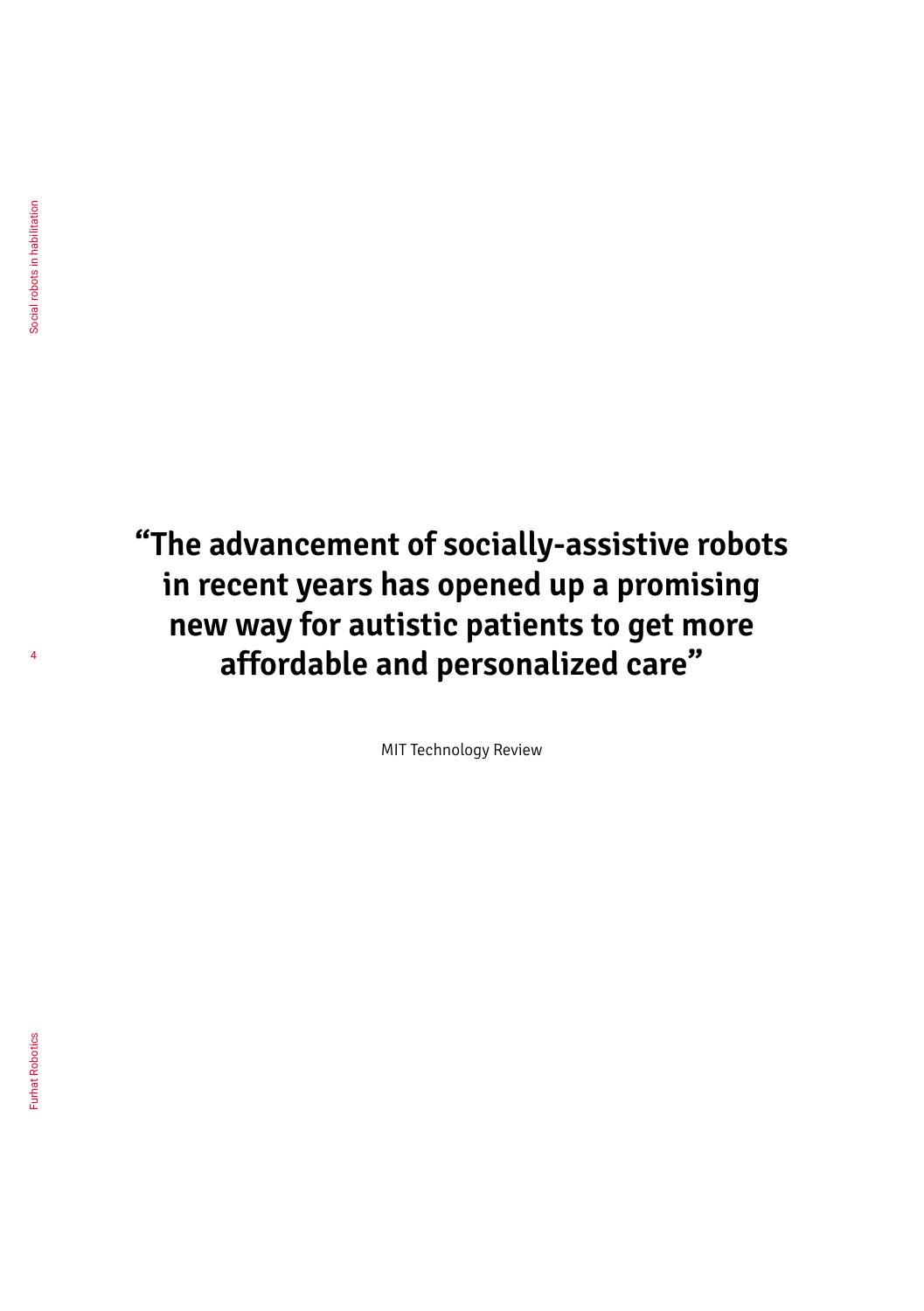**“The advancement of socially-assistive robots in recent years has opened up a promising new way for autistic patients to get more affordable and personalized care”**

MIT Technology Review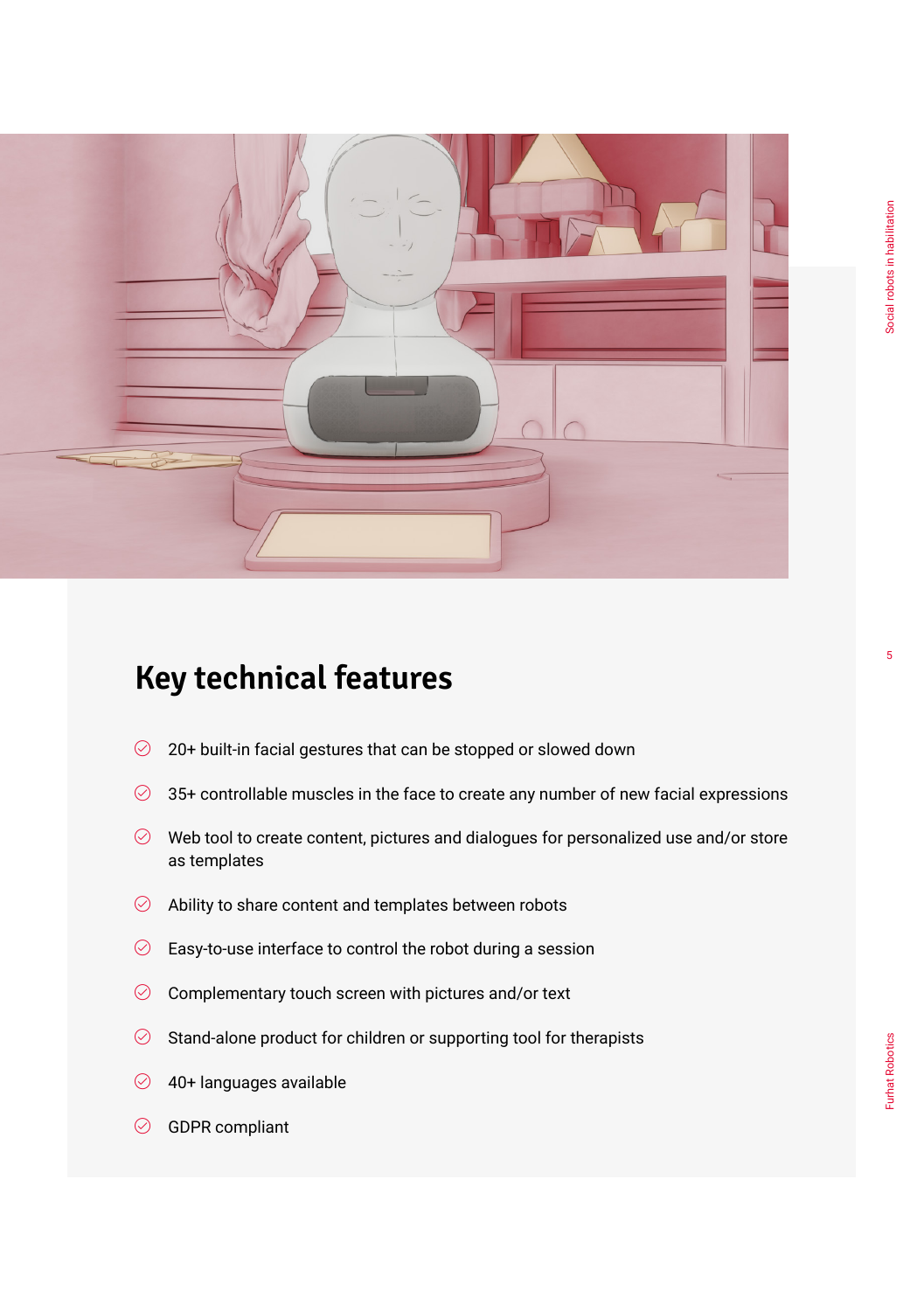## Key technical features

- 20+ built-in facial gestures that can be stopped or slowed down
- 35+ controllable muscles in the face to create any number of new facial expressions
- Web tool to create content, pictures and dialogues for personalized use and/or store as templates
- Ability to share content and templates between robots
- Easy-to-use interface to control the robot during a session
- Complementary touch screen with pictures and/or text
- Stand-alone product for children or supporting tool for therapists
- 40+ languages available
- GDPR compliant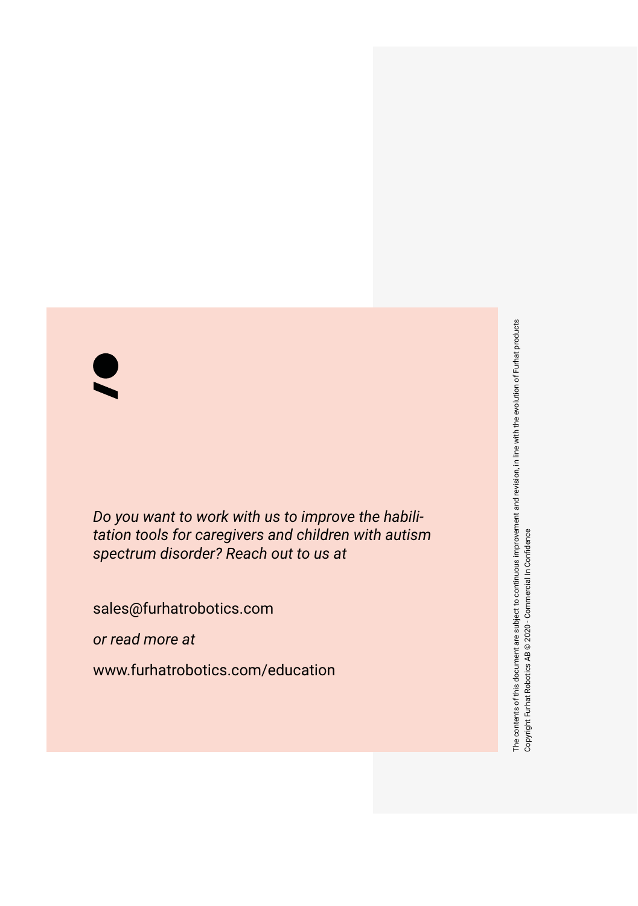*Do you want to work with us to improve the habilitation tools for caregivers and children with autism spectrum disorder? Reach out to us at*

sales@furhatrobotics.com

*or read more at*

www.furhatrobotics.com/education

The contents of this document are subject to continuous improvement and revision, in line with the evolution of Furhat products
Copyright Furhat Robotics AB © 2020 - Commercial In Confidence